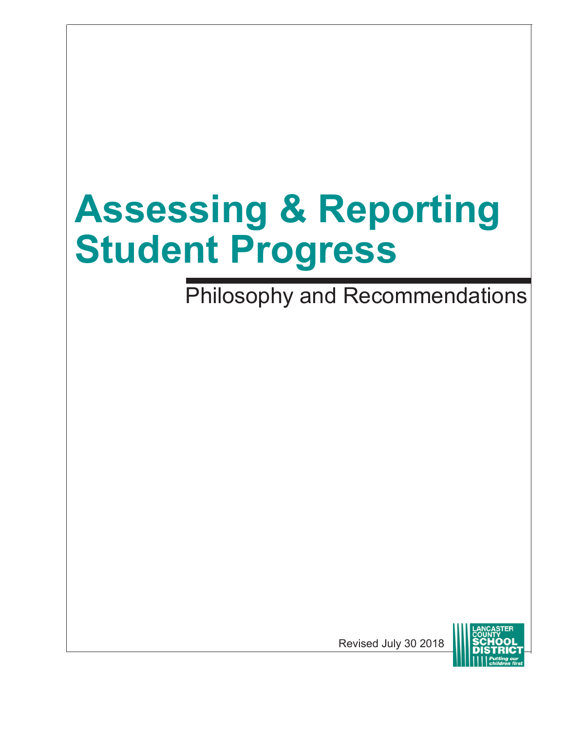# Assessing & Reporting Student Progress

## Philosophy and Recommendations

Revised July 30 2018

LANCASTER COUNTY SCHOOL DISTRICT

Putting our children first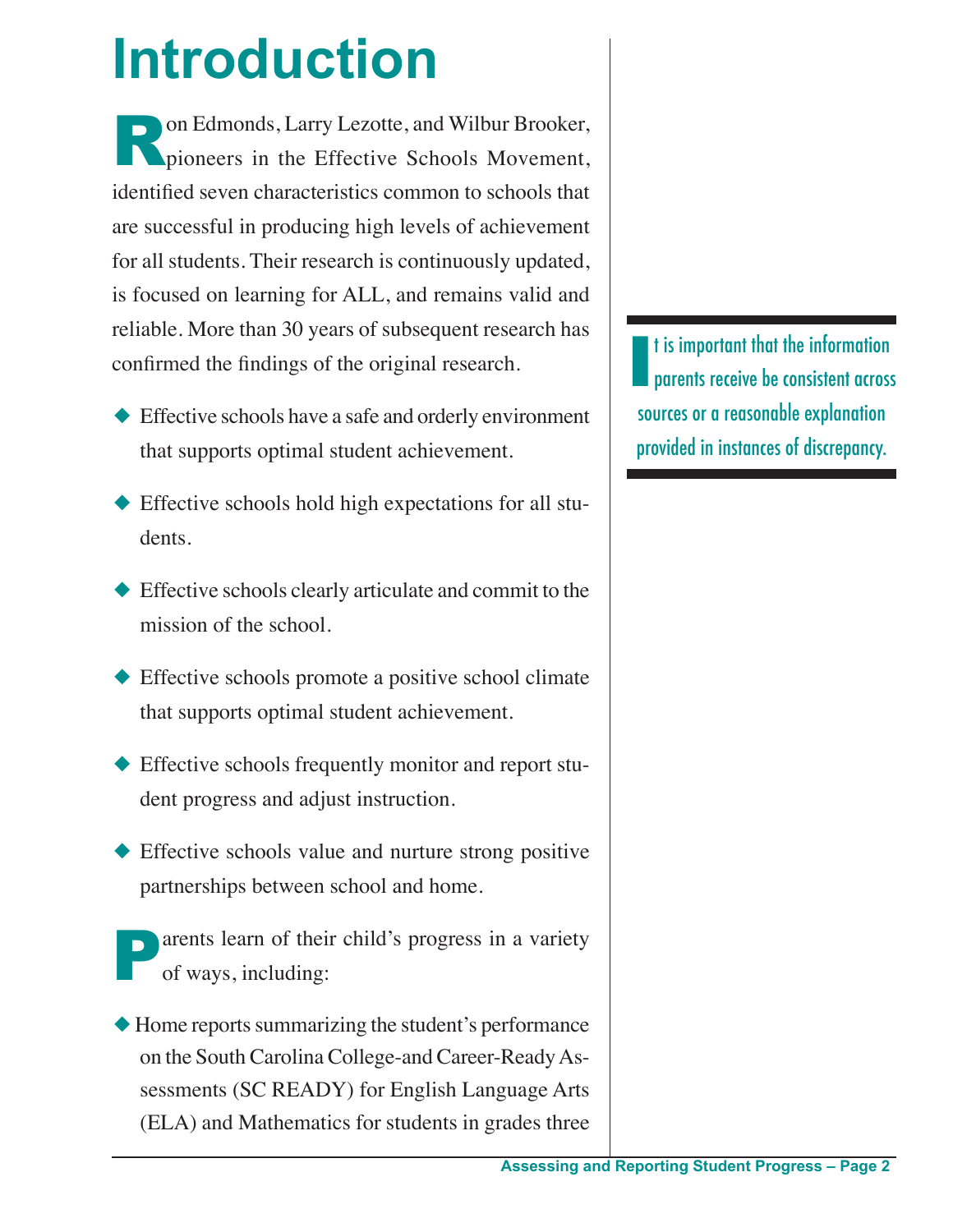# Introduction

Ron Edmonds, Larry Lezotte, and Wilbur Brooker, pioneers in the Effective Schools Movement, identified seven characteristics common to schools that are successful in producing high levels of achievement for all students. Their research is continuously updated, is focused on learning for ALL, and remains valid and reliable. More than 30 years of subsequent research has confirmed the findings of the original research.

- Effective schools have a safe and orderly environment that supports optimal student achievement.
- Effective schools hold high expectations for all students.
- Effective schools clearly articulate and commit to the mission of the school.
- Effective schools promote a positive school climate that supports optimal student achievement.
- Effective schools frequently monitor and report student progress and adjust instruction.
- Effective schools value and nurture strong positive partnerships between school and home.

> It is important that the information parents receive be consistent across sources or a reasonable explanation provided in instances of discrepancy.

Parents learn of their child's progress in a variety of ways, including:

- Home reports summarizing the student's performance on the South Carolina College-and Career-Ready Assessments (SC READY) for English Language Arts (ELA) and Mathematics for students in grades three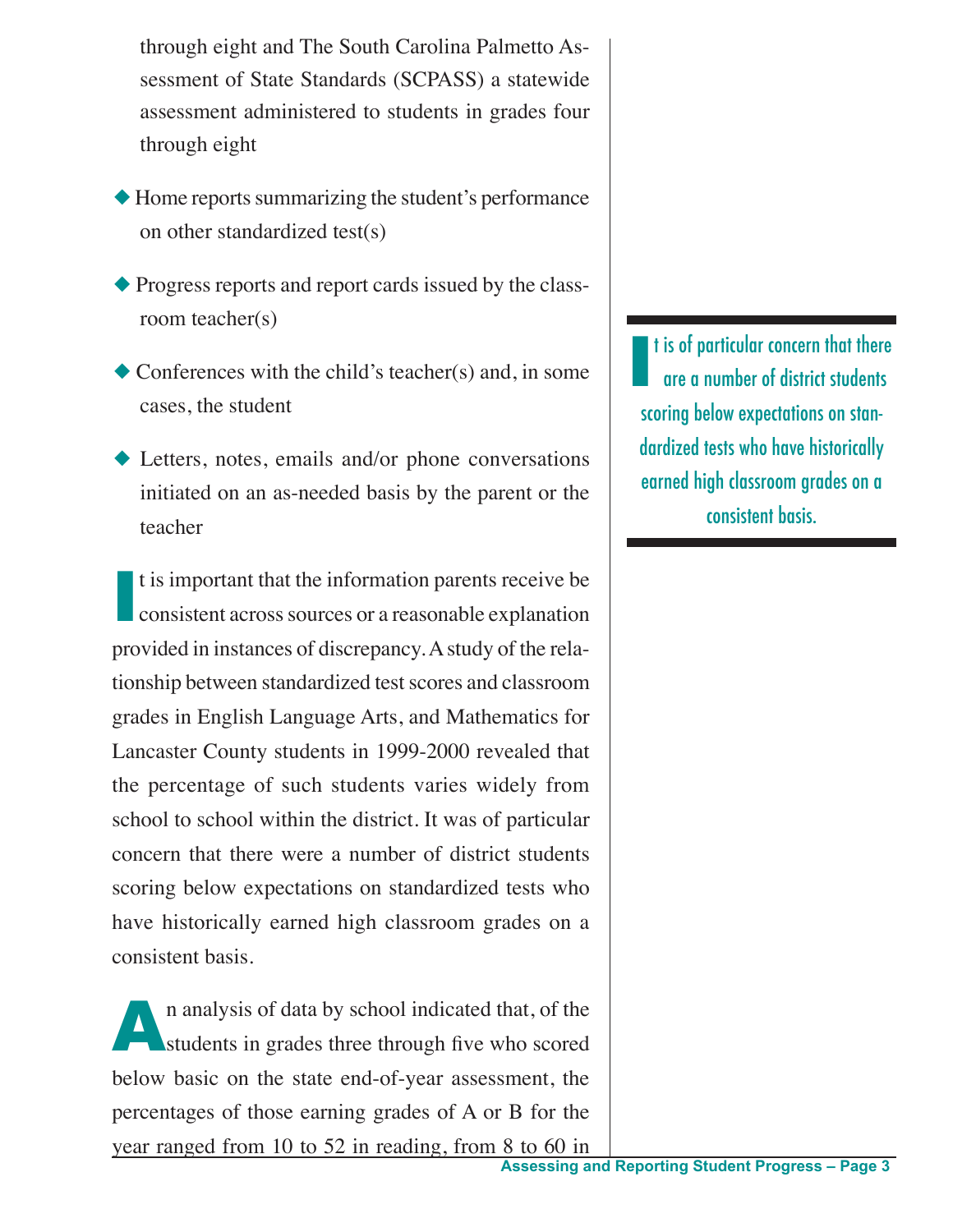through eight and The South Carolina Palmetto Assessment of State Standards (SCPASS) a statewide assessment administered to students in grades four through eight

- Home reports summarizing the student's performance on other standardized test(s)
- Progress reports and report cards issued by the classroom teacher(s)
- Conferences with the child's teacher(s) and, in some cases, the student
- Letters, notes, emails and/or phone conversations initiated on an as-needed basis by the parent or the teacher

It is important that the information parents receive be consistent across sources or a reasonable explanation provided in instances of discrepancy. A study of the relationship between standardized test scores and classroom grades in English Language Arts, and Mathematics for Lancaster County students in 1999-2000 revealed that the percentage of such students varies widely from school to school within the district. It was of particular concern that there were a number of district students scoring below expectations on standardized tests who have historically earned high classroom grades on a consistent basis.

> It is of particular concern that there are a number of district students scoring below expectations on standardized tests who have historically earned high classroom grades on a consistent basis.

An analysis of data by school indicated that, of the students in grades three through five who scored below basic on the state end-of-year assessment, the percentages of those earning grades of A or B for the year ranged from 10 to 52 in reading, from 8 to 60 in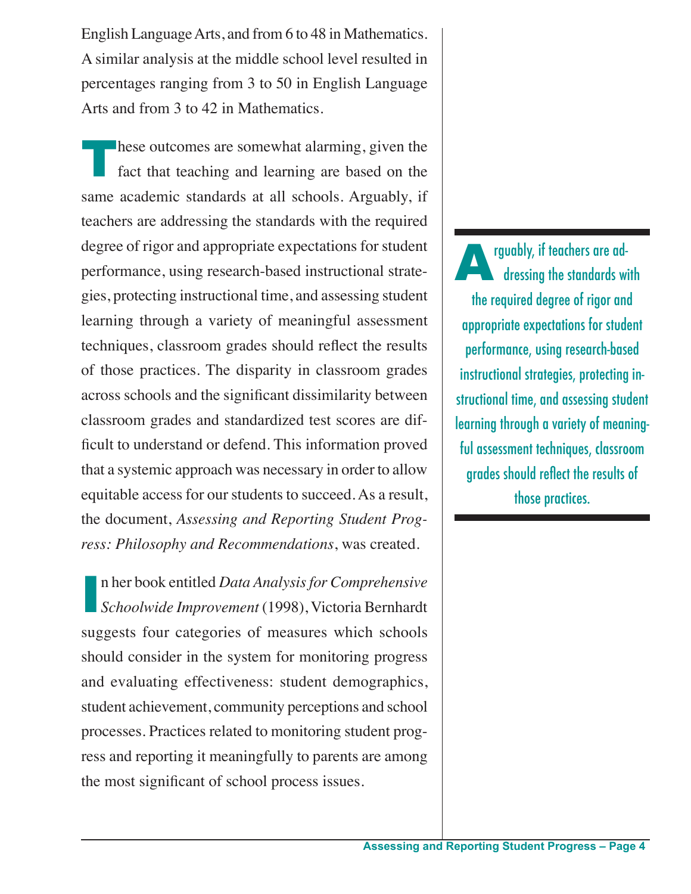English Language Arts, and from 6 to 48 in Mathematics. A similar analysis at the middle school level resulted in percentages ranging from 3 to 50 in English Language Arts and from 3 to 42 in Mathematics.

These outcomes are somewhat alarming, given the fact that teaching and learning are based on the same academic standards at all schools. Arguably, if teachers are addressing the standards with the required degree of rigor and appropriate expectations for student performance, using research-based instructional strategies, protecting instructional time, and assessing student learning through a variety of meaningful assessment techniques, classroom grades should reflect the results of those practices. The disparity in classroom grades across schools and the significant dissimilarity between classroom grades and standardized test scores are difficult to understand or defend. This information proved that a systemic approach was necessary in order to allow equitable access for our students to succeed. As a result, the document, *Assessing and Reporting Student Progress: Philosophy and Recommendations*, was created.

> Arguably, if teachers are addressing the standards with the required degree of rigor and appropriate expectations for student performance, using research-based instructional strategies, protecting instructional time, and assessing student learning through a variety of meaningful assessment techniques, classroom grades should reflect the results of those practices.

In her book entitled *Data Analysis for Comprehensive Schoolwide Improvement* (1998), Victoria Bernhardt suggests four categories of measures which schools should consider in the system for monitoring progress and evaluating effectiveness: student demographics, student achievement, community perceptions and school processes. Practices related to monitoring student progress and reporting it meaningfully to parents are among the most significant of school process issues.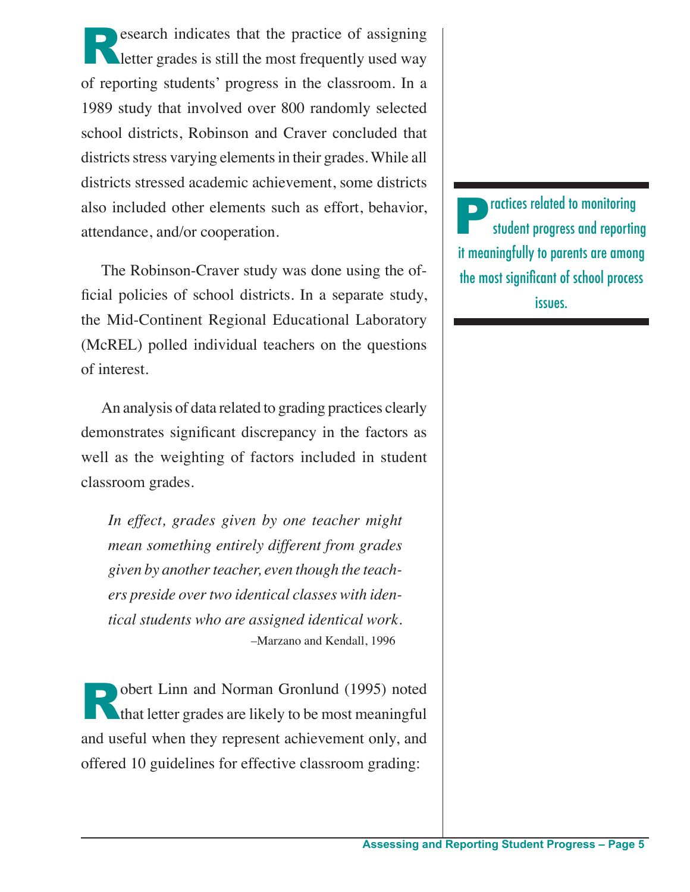Research indicates that the practice of assigning letter grades is still the most frequently used way of reporting students' progress in the classroom. In a 1989 study that involved over 800 randomly selected school districts, Robinson and Craver concluded that districts stress varying elements in their grades. While all districts stressed academic achievement, some districts also included other elements such as effort, behavior, attendance, and/or cooperation.

The Robinson-Craver study was done using the official policies of school districts. In a separate study, the Mid-Continent Regional Educational Laboratory (McREL) polled individual teachers on the questions of interest.

An analysis of data related to grading practices clearly demonstrates significant discrepancy in the factors as well as the weighting of factors included in student classroom grades.

> *In effect, grades given by one teacher might mean something entirely different from grades given by another teacher, even though the teachers preside over two identical classes with identical students who are assigned identical work.*
>
> –Marzano and Kendall, 1996

Robert Linn and Norman Gronlund (1995) noted that letter grades are likely to be most meaningful and useful when they represent achievement only, and offered 10 guidelines for effective classroom grading:

> Practices related to monitoring student progress and reporting it meaningfully to parents are among the most significant of school process issues.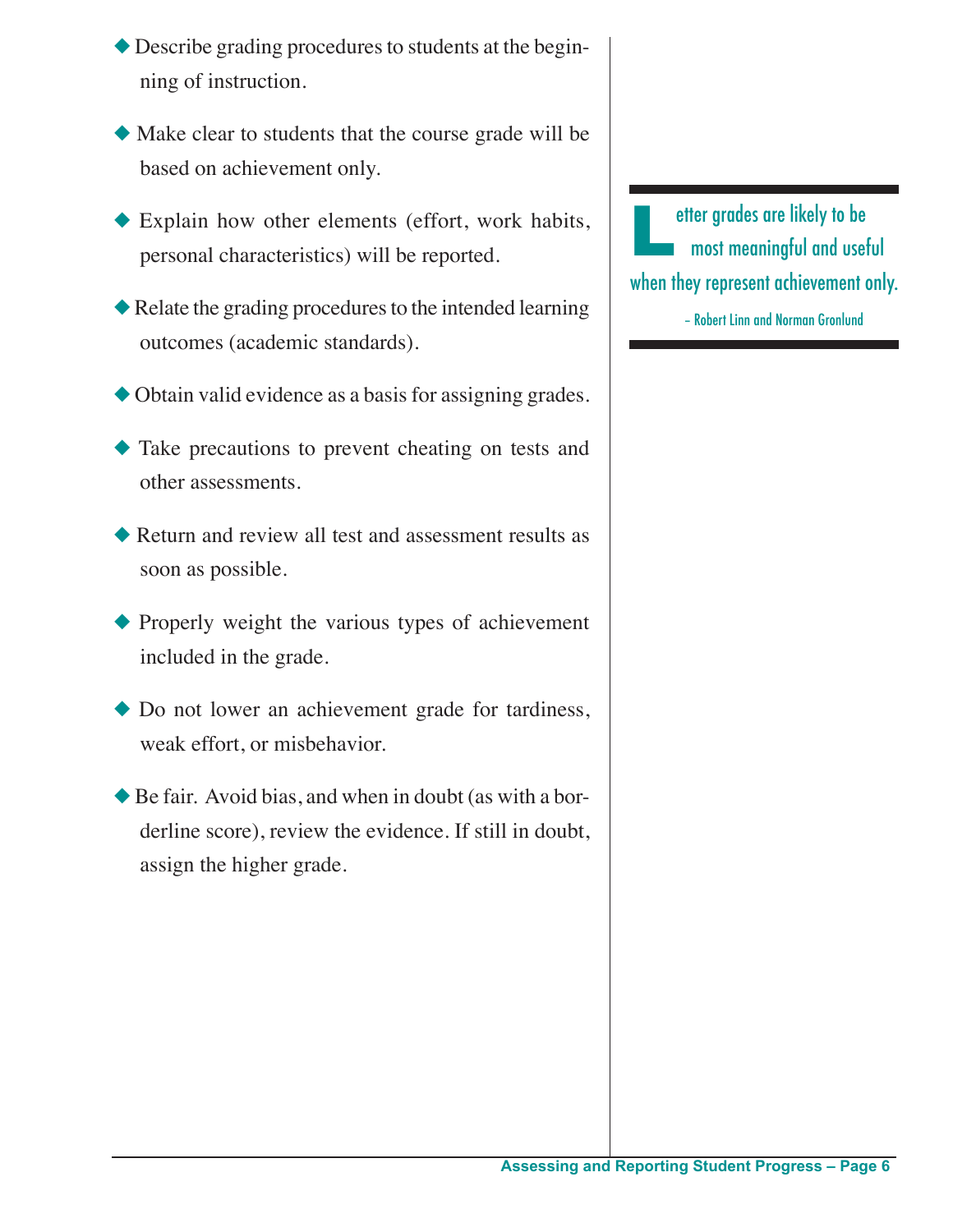- Describe grading procedures to students at the beginning of instruction.

- Make clear to students that the course grade will be based on achievement only.

- Explain how other elements (effort, work habits, personal characteristics) will be reported.

- Relate the grading procedures to the intended learning outcomes (academic standards).

- Obtain valid evidence as a basis for assigning grades.

- Take precautions to prevent cheating on tests and other assessments.

- Return and review all test and assessment results as soon as possible.

- Properly weight the various types of achievement included in the grade.

- Do not lower an achievement grade for tardiness, weak effort, or misbehavior.

- Be fair. Avoid bias, and when in doubt (as with a borderline score), review the evidence. If still in doubt, assign the higher grade.

> Letter grades are likely to be most meaningful and useful when they represent achievement only.
>
> – Robert Linn and Norman Gronlund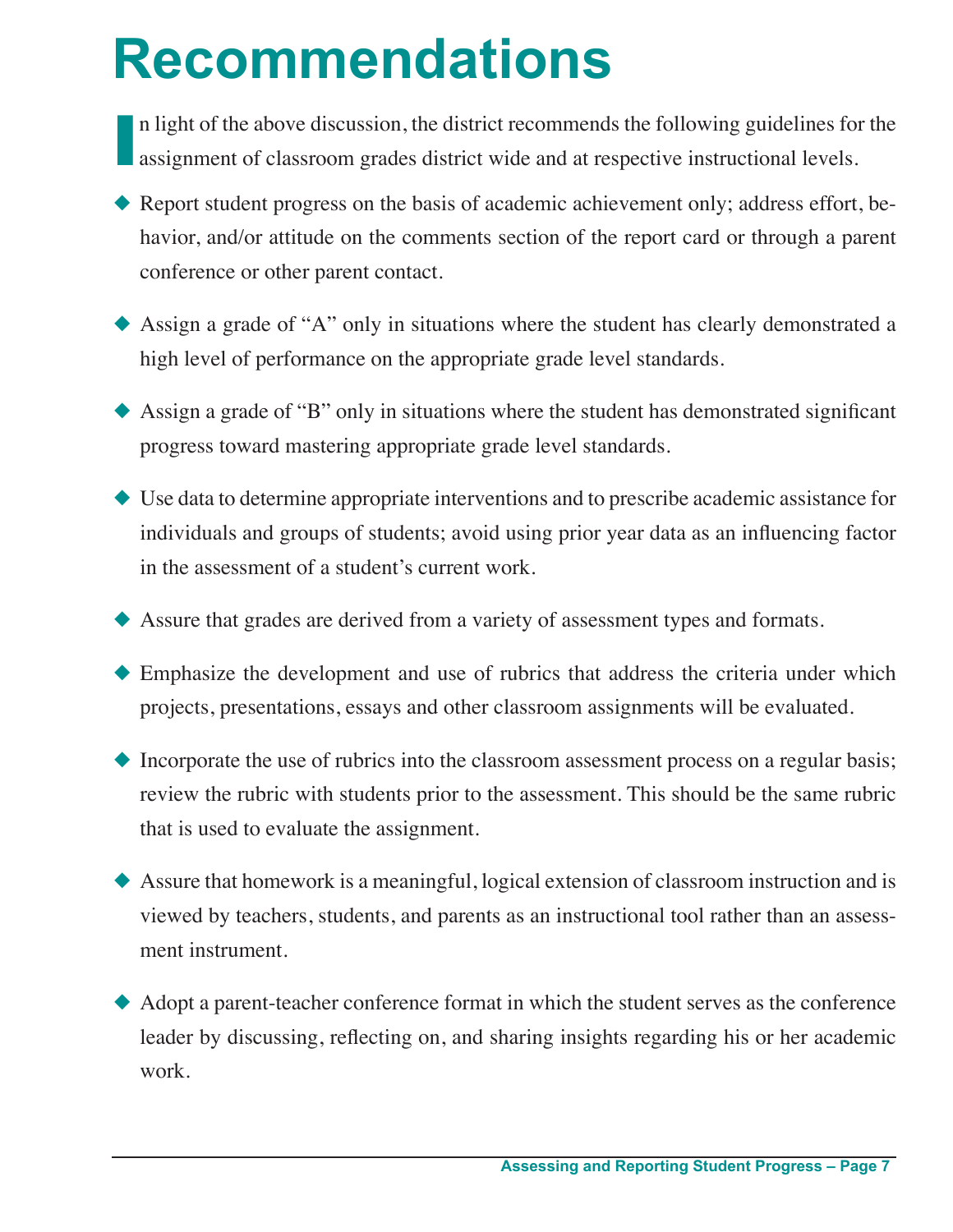# Recommendations

In light of the above discussion, the district recommends the following guidelines for the assignment of classroom grades district wide and at respective instructional levels.

- Report student progress on the basis of academic achievement only; address effort, behavior, and/or attitude on the comments section of the report card or through a parent conference or other parent contact.
- Assign a grade of "A" only in situations where the student has clearly demonstrated a high level of performance on the appropriate grade level standards.
- Assign a grade of "B" only in situations where the student has demonstrated significant progress toward mastering appropriate grade level standards.
- Use data to determine appropriate interventions and to prescribe academic assistance for individuals and groups of students; avoid using prior year data as an influencing factor in the assessment of a student's current work.
- Assure that grades are derived from a variety of assessment types and formats.
- Emphasize the development and use of rubrics that address the criteria under which projects, presentations, essays and other classroom assignments will be evaluated.
- Incorporate the use of rubrics into the classroom assessment process on a regular basis; review the rubric with students prior to the assessment. This should be the same rubric that is used to evaluate the assignment.
- Assure that homework is a meaningful, logical extension of classroom instruction and is viewed by teachers, students, and parents as an instructional tool rather than an assessment instrument.
- Adopt a parent-teacher conference format in which the student serves as the conference leader by discussing, reflecting on, and sharing insights regarding his or her academic work.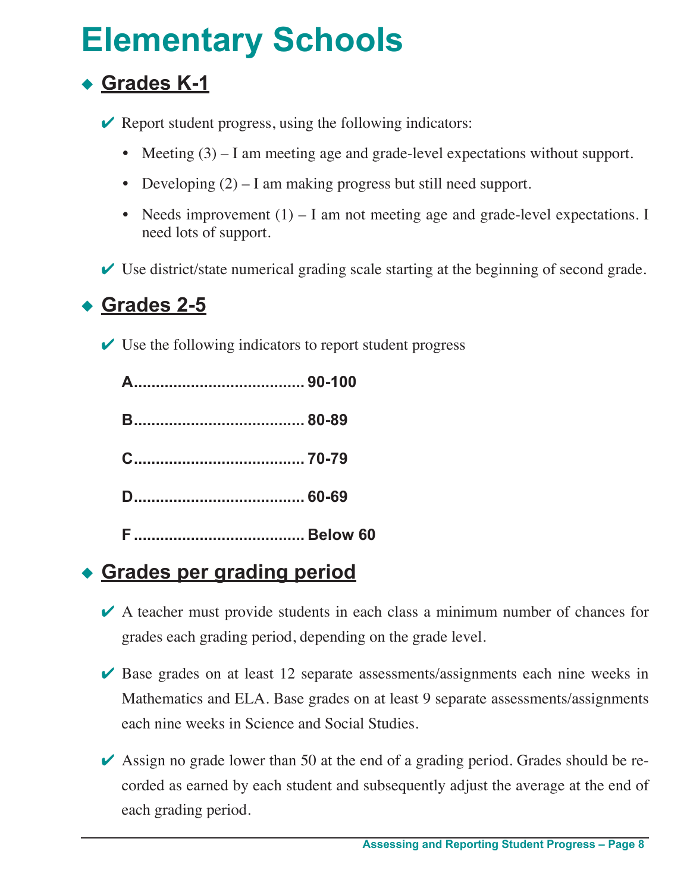# Elementary Schools

## Grades K-1

- ✔ Report student progress, using the following indicators:
  - Meeting (3) – I am meeting age and grade-level expectations without support.
  - Developing (2) – I am making progress but still need support.
  - Needs improvement (1) – I am not meeting age and grade-level expectations. I need lots of support.
- ✔ Use district/state numerical grading scale starting at the beginning of second grade.

## Grades 2-5

- ✔ Use the following indicators to report student progress

**A....................................... 90-100**

**B....................................... 80-89**

**C....................................... 70-79**

**D....................................... 60-69**

**F ....................................... Below 60**

## Grades per grading period

- ✔ A teacher must provide students in each class a minimum number of chances for grades each grading period, depending on the grade level.
- ✔ Base grades on at least 12 separate assessments/assignments each nine weeks in Mathematics and ELA. Base grades on at least 9 separate assessments/assignments each nine weeks in Science and Social Studies.
- ✔ Assign no grade lower than 50 at the end of a grading period. Grades should be recorded as earned by each student and subsequently adjust the average at the end of each grading period.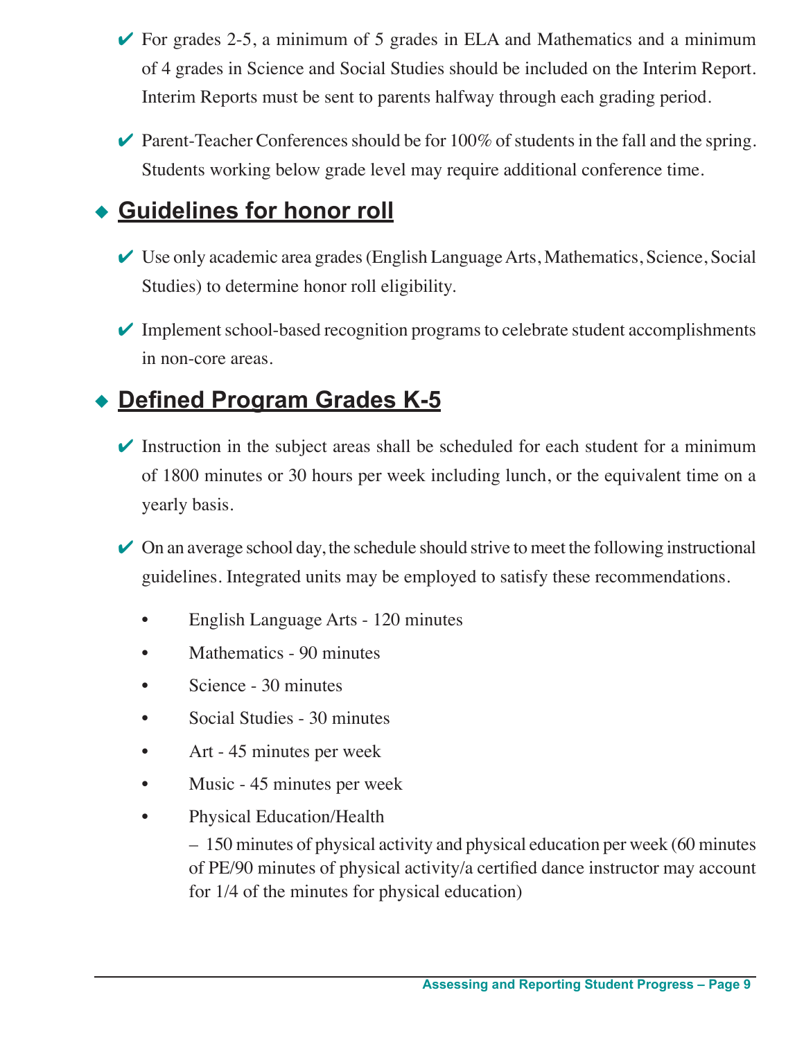- ✔ For grades 2-5, a minimum of 5 grades in ELA and Mathematics and a minimum of 4 grades in Science and Social Studies should be included on the Interim Report. Interim Reports must be sent to parents halfway through each grading period.

- ✔ Parent-Teacher Conferences should be for 100% of students in the fall and the spring. Students working below grade level may require additional conference time.

## Guidelines for honor roll

- ✔ Use only academic area grades (English Language Arts, Mathematics, Science, Social Studies) to determine honor roll eligibility.

- ✔ Implement school-based recognition programs to celebrate student accomplishments in non-core areas.

## Defined Program Grades K-5

- ✔ Instruction in the subject areas shall be scheduled for each student for a minimum of 1800 minutes or 30 hours per week including lunch, or the equivalent time on a yearly basis.

- ✔ On an average school day, the schedule should strive to meet the following instructional guidelines. Integrated units may be employed to satisfy these recommendations.

  - English Language Arts - 120 minutes
  - Mathematics - 90 minutes
  - Science - 30 minutes
  - Social Studies - 30 minutes
  - Art - 45 minutes per week
  - Music - 45 minutes per week
  - Physical Education/Health

    – 150 minutes of physical activity and physical education per week (60 minutes of PE/90 minutes of physical activity/a certified dance instructor may account for 1/4 of the minutes for physical education)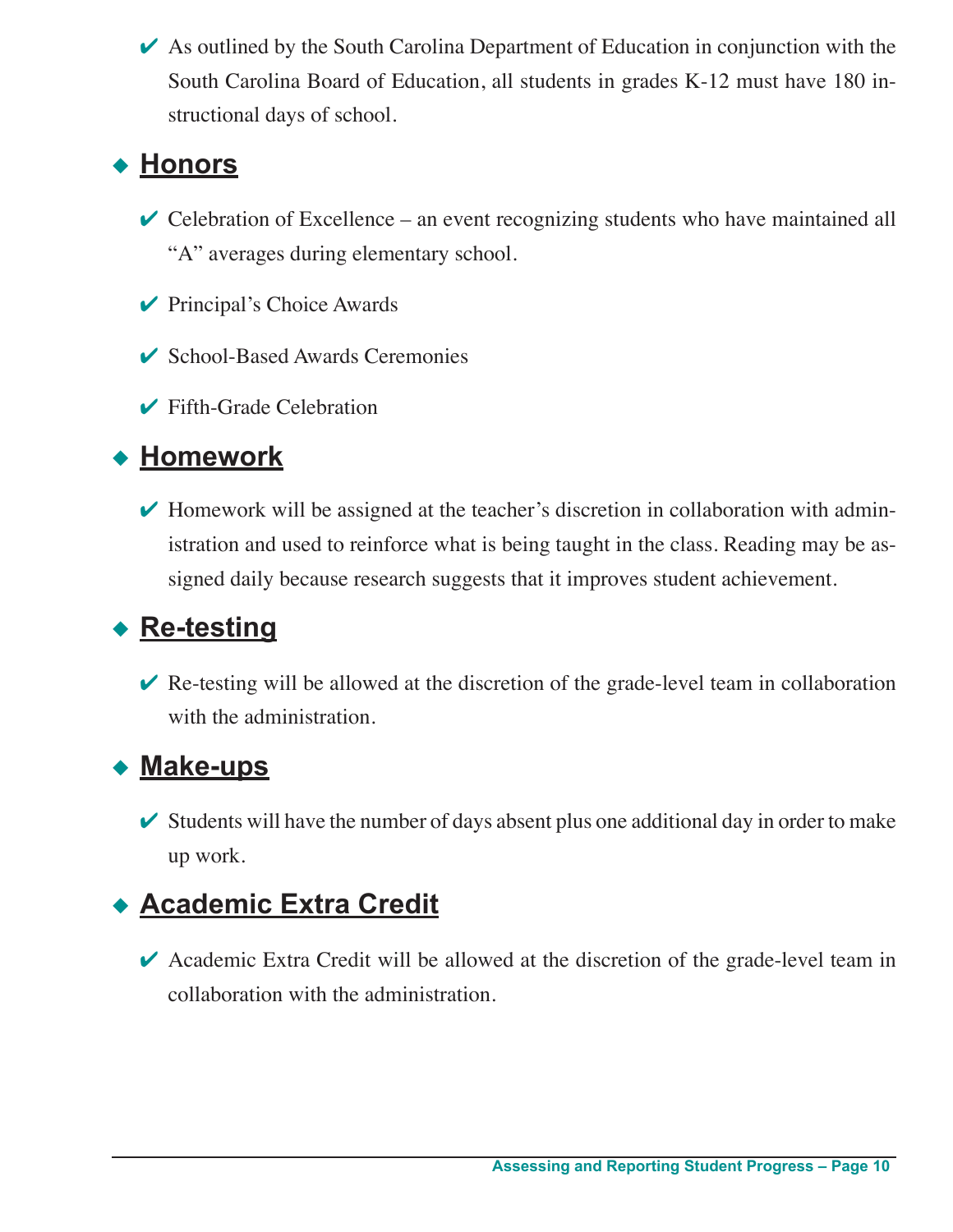- ✔ As outlined by the South Carolina Department of Education in conjunction with the South Carolina Board of Education, all students in grades K-12 must have 180 instructional days of school.

## Honors

- ✔ Celebration of Excellence – an event recognizing students who have maintained all "A" averages during elementary school.
- ✔ Principal's Choice Awards
- ✔ School-Based Awards Ceremonies
- ✔ Fifth-Grade Celebration

## Homework

- ✔ Homework will be assigned at the teacher's discretion in collaboration with administration and used to reinforce what is being taught in the class. Reading may be assigned daily because research suggests that it improves student achievement.

## Re-testing

- ✔ Re-testing will be allowed at the discretion of the grade-level team in collaboration with the administration.

## Make-ups

- ✔ Students will have the number of days absent plus one additional day in order to make up work.

## Academic Extra Credit

- ✔ Academic Extra Credit will be allowed at the discretion of the grade-level team in collaboration with the administration.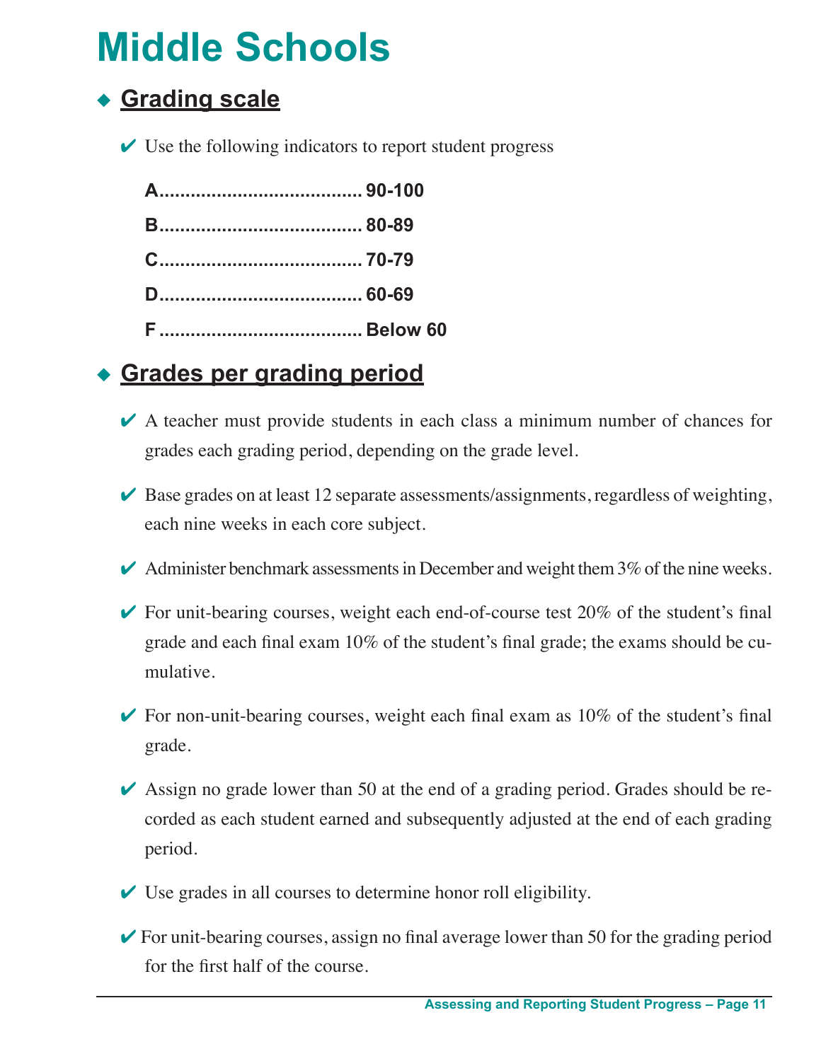# Middle Schools

## ◆ Grading scale

✔ Use the following indicators to report student progress

**A....................................... 90-100**

**B....................................... 80-89**

**C....................................... 70-79**

**D....................................... 60-69**

**F ....................................... Below 60**

## ◆ Grades per grading period

✔ A teacher must provide students in each class a minimum number of chances for grades each grading period, depending on the grade level.

✔ Base grades on at least 12 separate assessments/assignments, regardless of weighting, each nine weeks in each core subject.

✔ Administer benchmark assessments in December and weight them 3% of the nine weeks.

✔ For unit-bearing courses, weight each end-of-course test 20% of the student's final grade and each final exam 10% of the student's final grade; the exams should be cumulative.

✔ For non-unit-bearing courses, weight each final exam as 10% of the student's final grade.

✔ Assign no grade lower than 50 at the end of a grading period. Grades should be recorded as each student earned and subsequently adjusted at the end of each grading period.

✔ Use grades in all courses to determine honor roll eligibility.

✔ For unit-bearing courses, assign no final average lower than 50 for the grading period for the first half of the course.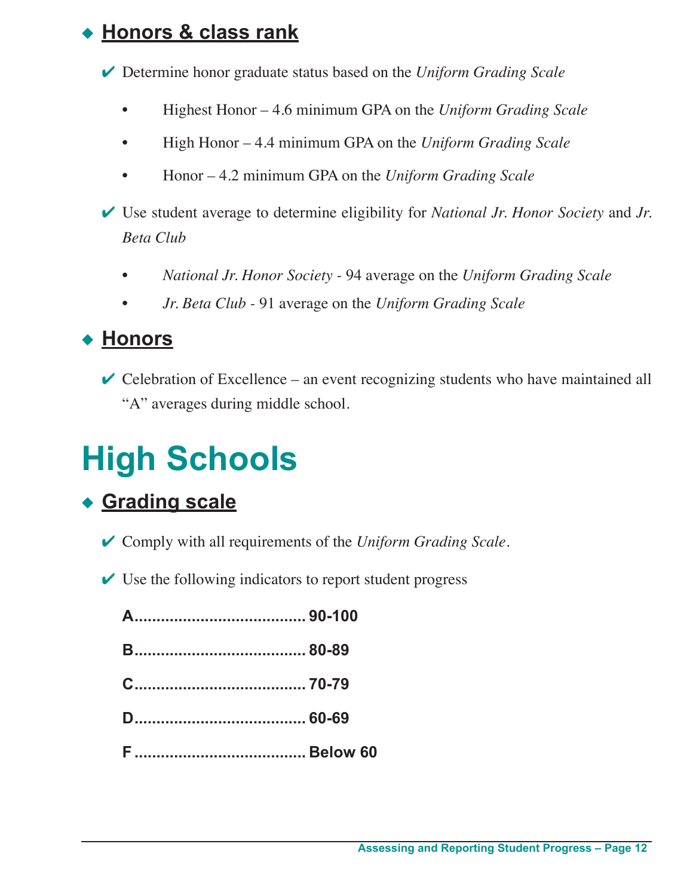### ◆ Honors & class rank

✔ Determine honor graduate status based on the *Uniform Grading Scale*

- Highest Honor – 4.6 minimum GPA on the *Uniform Grading Scale*
- High Honor – 4.4 minimum GPA on the *Uniform Grading Scale*
- Honor – 4.2 minimum GPA on the *Uniform Grading Scale*

✔ Use student average to determine eligibility for *National Jr. Honor Society* and *Jr. Beta Club*

- *National Jr. Honor Society* - 94 average on the *Uniform Grading Scale*
- *Jr. Beta Club* - 91 average on the *Uniform Grading Scale*

### ◆ Honors

✔ Celebration of Excellence – an event recognizing students who have maintained all "A" averages during middle school.

# High Schools

### ◆ Grading scale

✔ Comply with all requirements of the *Uniform Grading Scale*.

✔ Use the following indicators to report student progress

**A...................................... 90-100**

**B...................................... 80-89**

**C...................................... 70-79**

**D...................................... 60-69**

**F...................................... Below 60**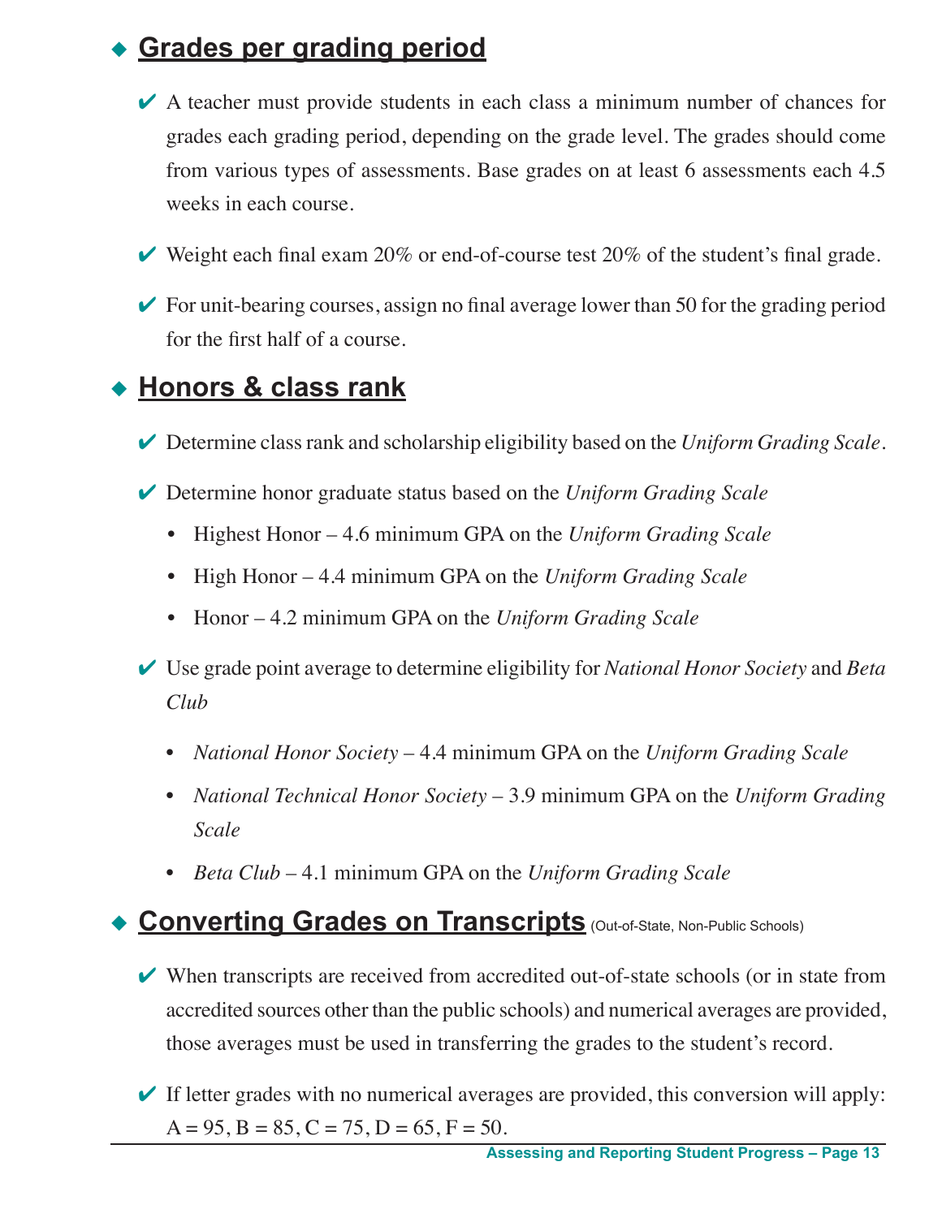## Grades per grading period

- ✔ A teacher must provide students in each class a minimum number of chances for grades each grading period, depending on the grade level. The grades should come from various types of assessments. Base grades on at least 6 assessments each 4.5 weeks in each course.
- ✔ Weight each final exam 20% or end-of-course test 20% of the student's final grade.
- ✔ For unit-bearing courses, assign no final average lower than 50 for the grading period for the first half of a course.

## Honors & class rank

- ✔ Determine class rank and scholarship eligibility based on the *Uniform Grading Scale*.
- ✔ Determine honor graduate status based on the *Uniform Grading Scale*
  - Highest Honor – 4.6 minimum GPA on the *Uniform Grading Scale*
  - High Honor – 4.4 minimum GPA on the *Uniform Grading Scale*
  - Honor – 4.2 minimum GPA on the *Uniform Grading Scale*
- ✔ Use grade point average to determine eligibility for *National Honor Society* and *Beta Club*
  - *National Honor Society* – 4.4 minimum GPA on the *Uniform Grading Scale*
  - *National Technical Honor Society* – 3.9 minimum GPA on the *Uniform Grading Scale*
  - *Beta Club* – 4.1 minimum GPA on the *Uniform Grading Scale*

## Converting Grades on Transcripts (Out-of-State, Non-Public Schools)

- ✔ When transcripts are received from accredited out-of-state schools (or in state from accredited sources other than the public schools) and numerical averages are provided, those averages must be used in transferring the grades to the student's record.
- ✔ If letter grades with no numerical averages are provided, this conversion will apply: A = 95, B = 85, C = 75, D = 65, F = 50.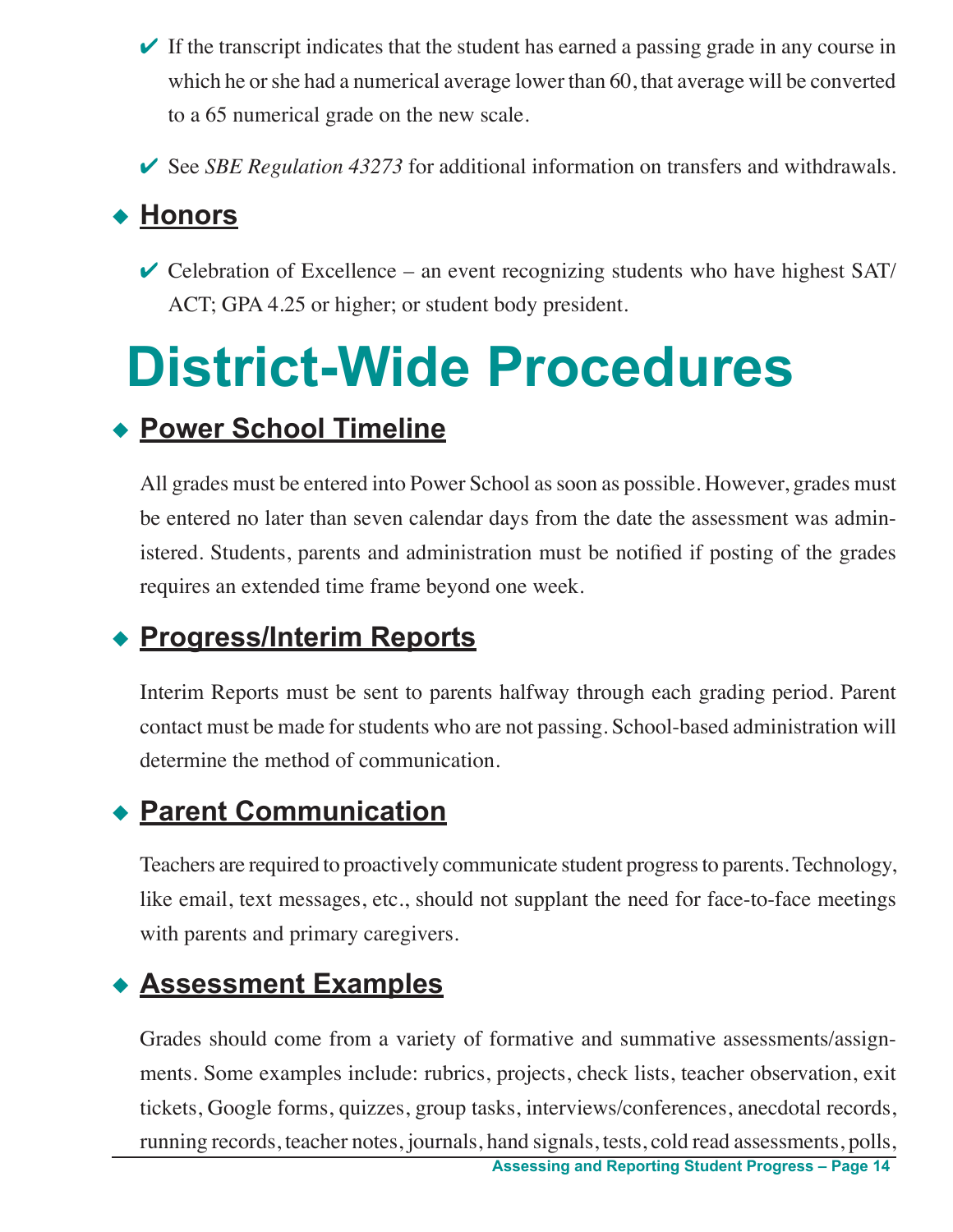- ✔ If the transcript indicates that the student has earned a passing grade in any course in which he or she had a numerical average lower than 60, that average will be converted to a 65 numerical grade on the new scale.
- ✔ See *SBE Regulation 43273* for additional information on transfers and withdrawals.

## Honors

- ✔ Celebration of Excellence – an event recognizing students who have highest SAT/ACT; GPA 4.25 or higher; or student body president.

# District-Wide Procedures

## Power School Timeline

All grades must be entered into Power School as soon as possible. However, grades must be entered no later than seven calendar days from the date the assessment was administered. Students, parents and administration must be notified if posting of the grades requires an extended time frame beyond one week.

## Progress/Interim Reports

Interim Reports must be sent to parents halfway through each grading period. Parent contact must be made for students who are not passing. School-based administration will determine the method of communication.

## Parent Communication

Teachers are required to proactively communicate student progress to parents. Technology, like email, text messages, etc., should not supplant the need for face-to-face meetings with parents and primary caregivers.

## Assessment Examples

Grades should come from a variety of formative and summative assessments/assignments. Some examples include: rubrics, projects, check lists, teacher observation, exit tickets, Google forms, quizzes, group tasks, interviews/conferences, anecdotal records, running records, teacher notes, journals, hand signals, tests, cold read assessments, polls,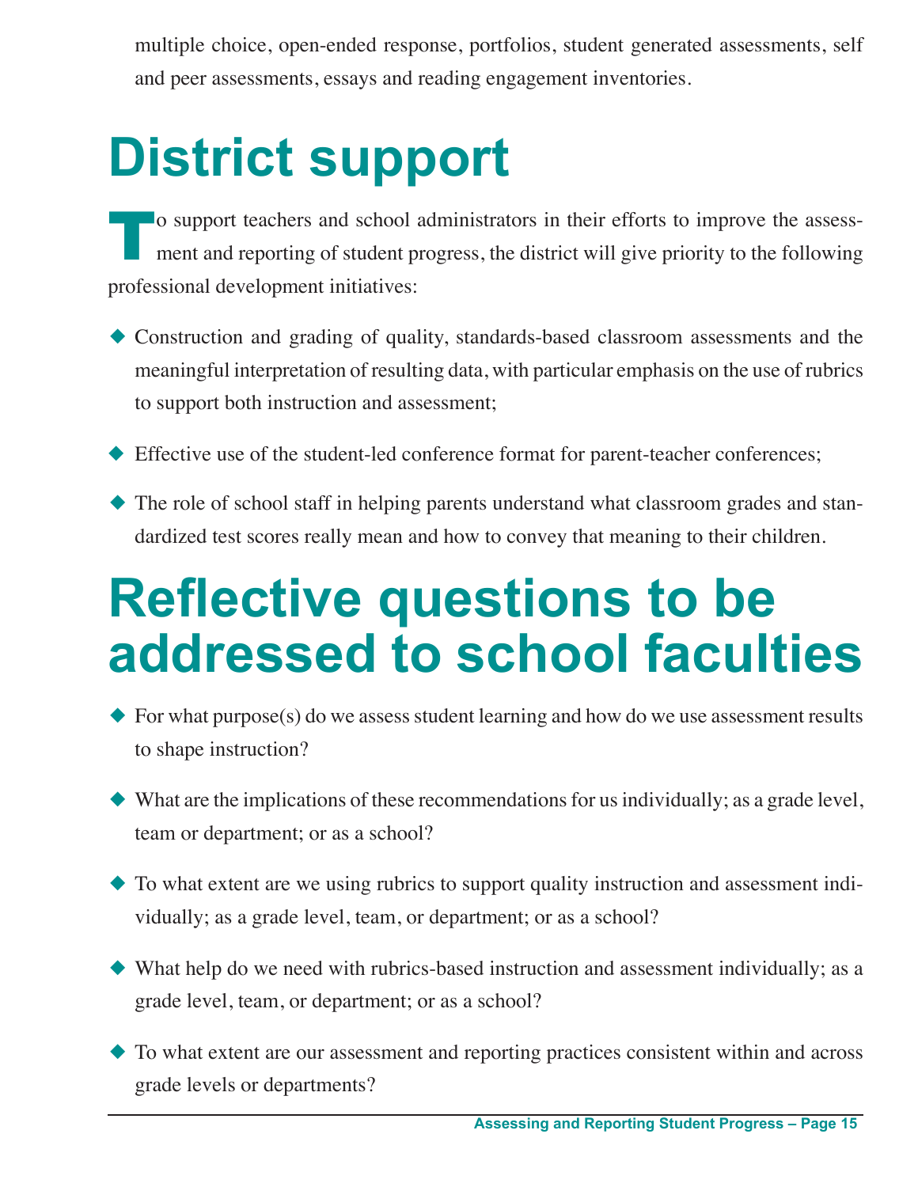multiple choice, open-ended response, portfolios, student generated assessments, self and peer assessments, essays and reading engagement inventories.

# District support

To support teachers and school administrators in their efforts to improve the assessment and reporting of student progress, the district will give priority to the following professional development initiatives:

- Construction and grading of quality, standards-based classroom assessments and the meaningful interpretation of resulting data, with particular emphasis on the use of rubrics to support both instruction and assessment;
- Effective use of the student-led conference format for parent-teacher conferences;
- The role of school staff in helping parents understand what classroom grades and standardized test scores really mean and how to convey that meaning to their children.

# Reflective questions to be addressed to school faculties

- For what purpose(s) do we assess student learning and how do we use assessment results to shape instruction?
- What are the implications of these recommendations for us individually; as a grade level, team or department; or as a school?
- To what extent are we using rubrics to support quality instruction and assessment individually; as a grade level, team, or department; or as a school?
- What help do we need with rubrics-based instruction and assessment individually; as a grade level, team, or department; or as a school?
- To what extent are our assessment and reporting practices consistent within and across grade levels or departments?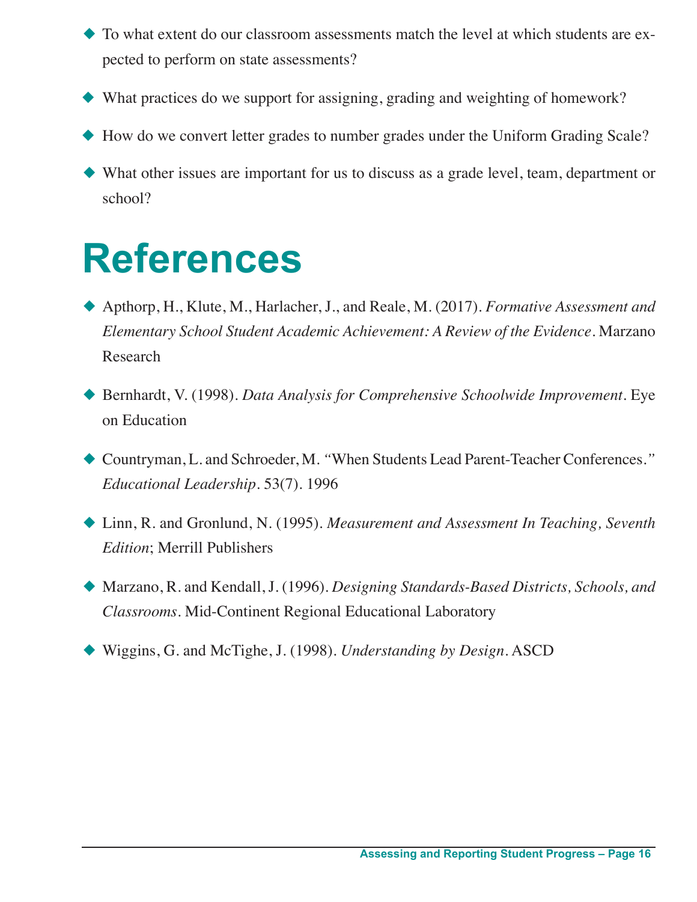- To what extent do our classroom assessments match the level at which students are expected to perform on state assessments?
- What practices do we support for assigning, grading and weighting of homework?
- How do we convert letter grades to number grades under the Uniform Grading Scale?
- What other issues are important for us to discuss as a grade level, team, department or school?

# References

- Apthorp, H., Klute, M., Harlacher, J., and Reale, M. (2017). *Formative Assessment and Elementary School Student Academic Achievement: A Review of the Evidence*. Marzano Research
- Bernhardt, V. (1998). *Data Analysis for Comprehensive Schoolwide Improvement*. Eye on Education
- Countryman, L. and Schroeder, M. "When Students Lead Parent-Teacher Conferences." *Educational Leadership*. 53(7). 1996
- Linn, R. and Gronlund, N. (1995). *Measurement and Assessment In Teaching, Seventh Edition*; Merrill Publishers
- Marzano, R. and Kendall, J. (1996). *Designing Standards-Based Districts, Schools, and Classrooms*. Mid-Continent Regional Educational Laboratory
- Wiggins, G. and McTighe, J. (1998). *Understanding by Design*. ASCD